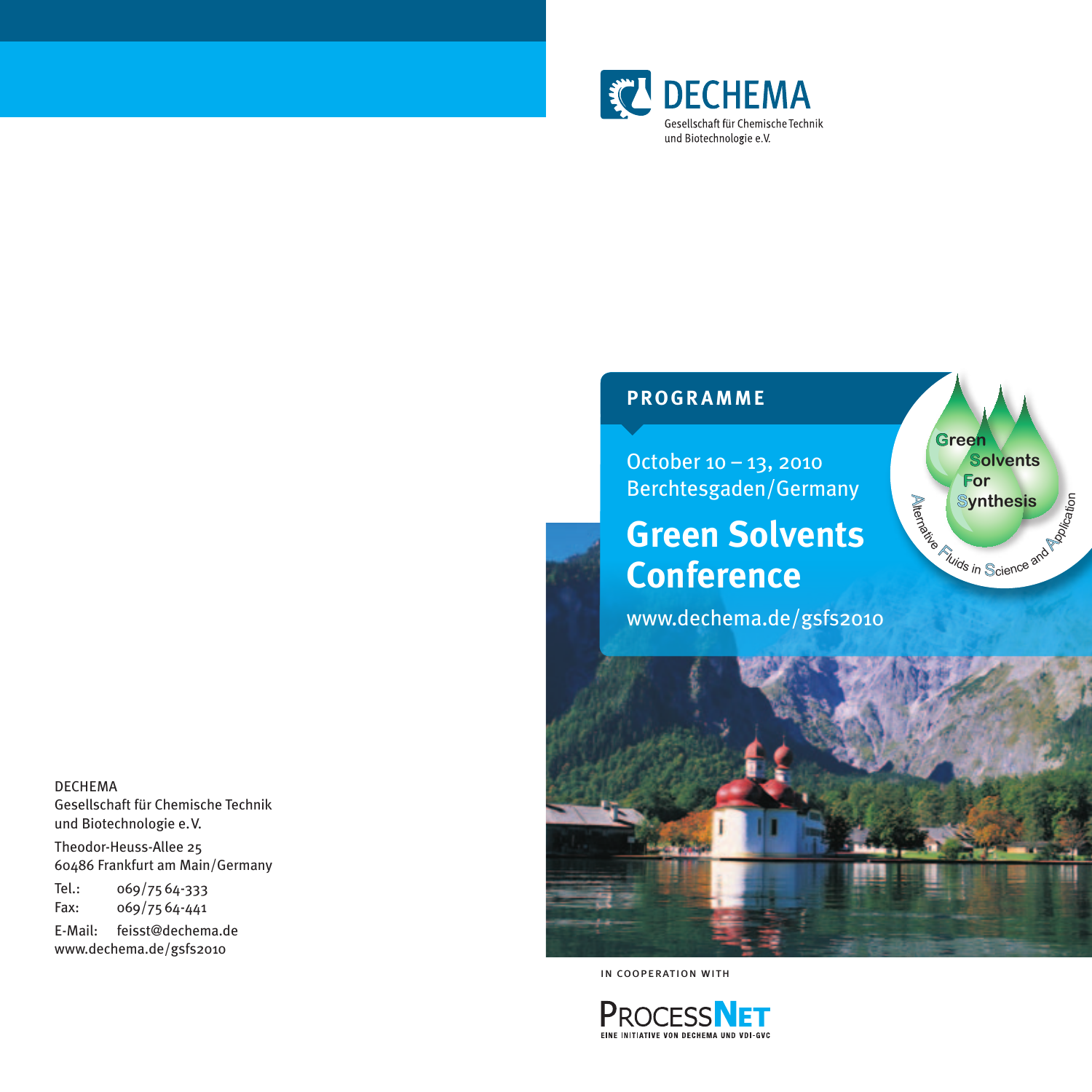DECHEMA
Gesellschaft für Chemische Technik
und Biotechnologie e.V.

**PROGRAMME**

October 10 – 13, 2010
Berchtesgaden/Germany

# Green Solvents Conference

www.dechema.de/gsfs2010

Green Solvents For Synthesis

Alternative Fluids in Science and Application

IN COOPERATION WITH

PROCESSNET
EINE INITIATIVE VON DECHEMA UND VDI-GVC

DECHEMA
Gesellschaft für Chemische Technik
und Biotechnologie e.V.

Theodor-Heuss-Allee 25
60486 Frankfurt am Main/Germany

Tel.: 069/75 64-333
Fax: 069/75 64-441

E-Mail: feisst@dechema.de
www.dechema.de/gsfs2010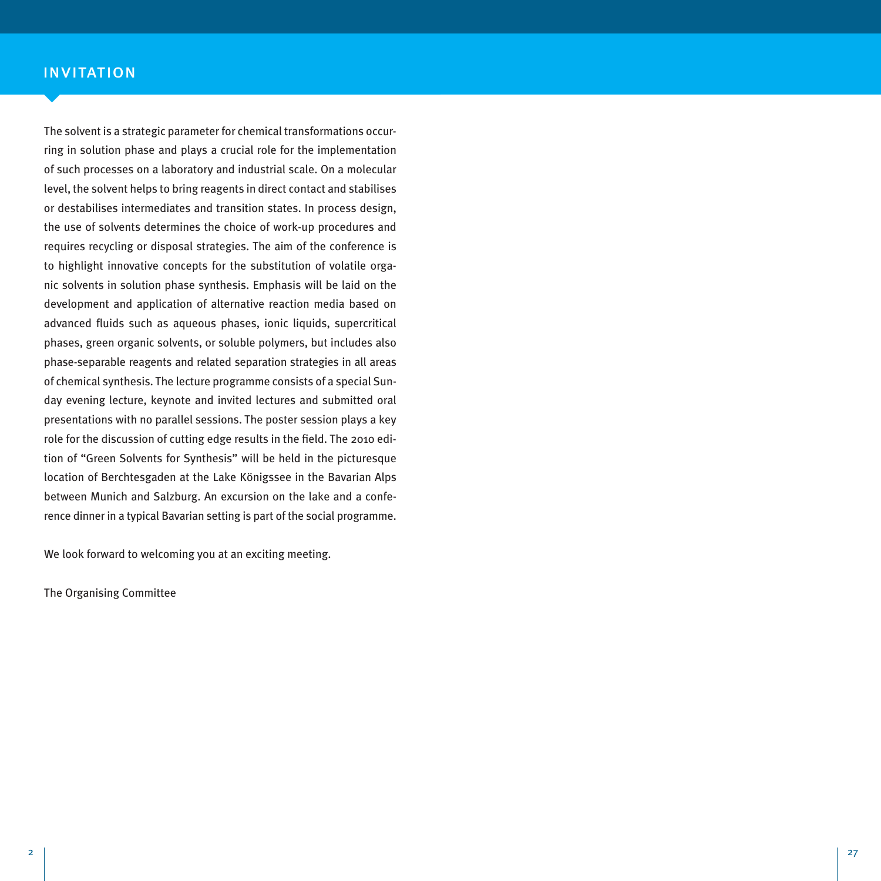# INVITATION

The solvent is a strategic parameter for chemical transformations occurring in solution phase and plays a crucial role for the implementation of such processes on a laboratory and industrial scale. On a molecular level, the solvent helps to bring reagents in direct contact and stabilises or destabilises intermediates and transition states. In process design, the use of solvents determines the choice of work-up procedures and requires recycling or disposal strategies. The aim of the conference is to highlight innovative concepts for the substitution of volatile organic solvents in solution phase synthesis. Emphasis will be laid on the development and application of alternative reaction media based on advanced fluids such as aqueous phases, ionic liquids, supercritical phases, green organic solvents, or soluble polymers, but includes also phase-separable reagents and related separation strategies in all areas of chemical synthesis. The lecture programme consists of a special Sunday evening lecture, keynote and invited lectures and submitted oral presentations with no parallel sessions. The poster session plays a key role for the discussion of cutting edge results in the field. The 2010 edition of "Green Solvents for Synthesis" will be held in the picturesque location of Berchtesgaden at the Lake Königssee in the Bavarian Alps between Munich and Salzburg. An excursion on the lake and a conference dinner in a typical Bavarian setting is part of the social programme.

We look forward to welcoming you at an exciting meeting.

The Organising Committee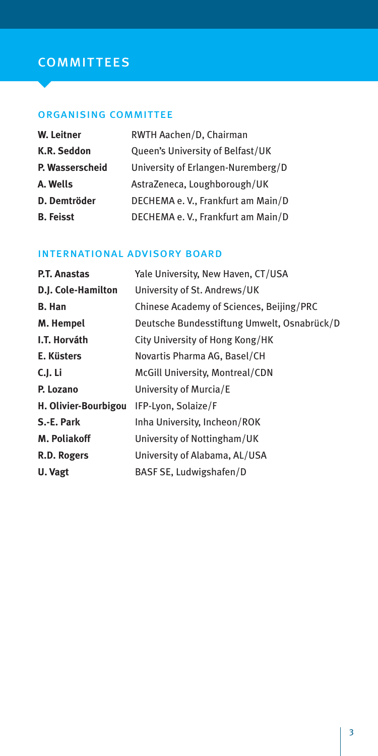# COMMITTEES

## ORGANISING COMMITTEE

| | |
|---|---|
| **W. Leitner** | RWTH Aachen/D, Chairman |
| **K.R. Seddon** | Queen's University of Belfast/UK |
| **P. Wasserscheid** | University of Erlangen-Nuremberg/D |
| **A. Wells** | AstraZeneca, Loughborough/UK |
| **D. Demtröder** | DECHEMA e. V., Frankfurt am Main/D |
| **B. Feisst** | DECHEMA e. V., Frankfurt am Main/D |

## INTERNATIONAL ADVISORY BOARD

| | |
|---|---|
| **P.T. Anastas** | Yale University, New Haven, CT/USA |
| **D.J. Cole-Hamilton** | University of St. Andrews/UK |
| **B. Han** | Chinese Academy of Sciences, Beijing/PRC |
| **M. Hempel** | Deutsche Bundesstiftung Umwelt, Osnabrück/D |
| **I.T. Horváth** | City University of Hong Kong/HK |
| **E. Küsters** | Novartis Pharma AG, Basel/CH |
| **C.J. Li** | McGill University, Montreal/CDN |
| **P. Lozano** | University of Murcia/E |
| **H. Olivier-Bourbigou** | IFP-Lyon, Solaize/F |
| **S.-E. Park** | Inha University, Incheon/ROK |
| **M. Poliakoff** | University of Nottingham/UK |
| **R.D. Rogers** | University of Alabama, AL/USA |
| **U. Vagt** | BASF SE, Ludwigshafen/D |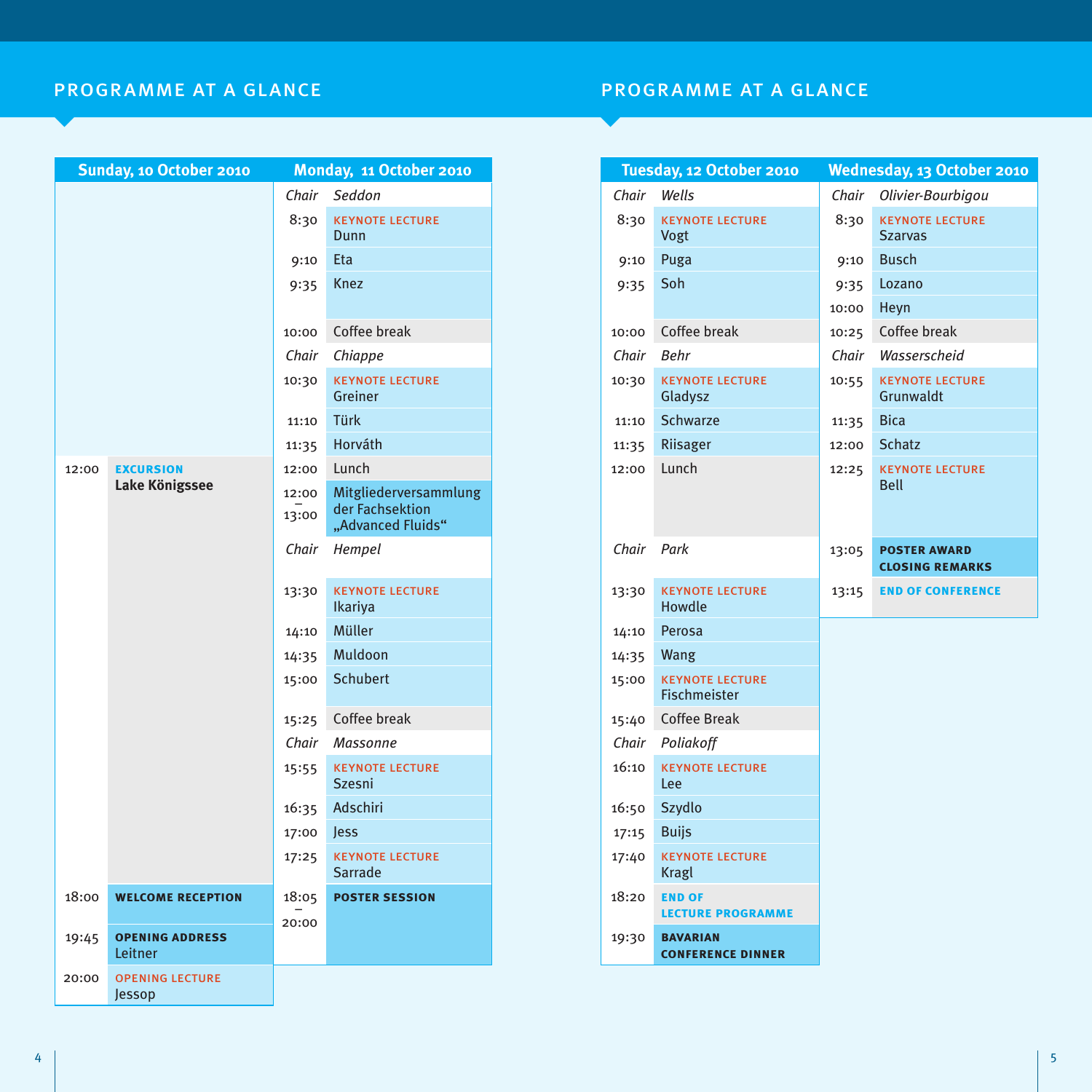## PROGRAMME AT A GLANCE

### Sunday, 10 October 2010

| Time | Programme |
|---|---|
| 12:00 | **EXCURSION** Lake Königssee |
| 18:00 | **WELCOME RECEPTION** |
| 19:45 | **OPENING ADDRESS** Leitner |
| 20:00 | **OPENING LECTURE** Jessop |

### Monday, 11 October 2010

| Time | Programme |
|---|---|
| *Chair* | *Seddon* |
| 8:30 | **KEYNOTE LECTURE** Dunn |
| 9:10 | Eta |
| 9:35 | Knez |
| 10:00 | Coffee break |
| *Chair* | *Chiappe* |
| 10:30 | **KEYNOTE LECTURE** Greiner |
| 11:10 | Türk |
| 11:35 | Horváth |
| 12:00 | Lunch |
| 12:00 – 13:00 | Mitgliederversammlung der Fachsektion „Advanced Fluids“ |
| *Chair* | *Hempel* |
| 13:30 | **KEYNOTE LECTURE** Ikariya |
| 14:10 | Müller |
| 14:35 | Muldoon |
| 15:00 | Schubert |
| 15:25 | Coffee break |
| *Chair* | *Massonne* |
| 15:55 | **KEYNOTE LECTURE** Szesni |
| 16:35 | Adschiri |
| 17:00 | Jess |
| 17:25 | **KEYNOTE LECTURE** Sarrade |
| 18:05 – 20:00 | **POSTER SESSION** |

## PROGRAMME AT A GLANCE

### Tuesday, 12 October 2010

| Time | Programme |
|---|---|
| *Chair* | *Wells* |
| 8:30 | **KEYNOTE LECTURE** Vogt |
| 9:10 | Puga |
| 9:35 | Soh |
| 10:00 | Coffee break |
| *Chair* | *Behr* |
| 10:30 | **KEYNOTE LECTURE** Gladysz |
| 11:10 | Schwarze |
| 11:35 | Riisager |
| 12:00 | Lunch |
| *Chair* | *Park* |
| 13:30 | **KEYNOTE LECTURE** Howdle |
| 14:10 | Perosa |
| 14:35 | Wang |
| 15:00 | **KEYNOTE LECTURE** Fischmeister |
| 15:40 | Coffee Break |
| *Chair* | *Poliakoff* |
| 16:10 | **KEYNOTE LECTURE** Lee |
| 16:50 | Szydlo |
| 17:15 | Buijs |
| 17:40 | **KEYNOTE LECTURE** Kragl |
| 18:20 | **END OF LECTURE PROGRAMME** |
| 19:30 | **BAVARIAN CONFERENCE DINNER** |

### Wednesday, 13 October 2010

| Time | Programme |
|---|---|
| *Chair* | *Olivier-Bourbigou* |
| 8:30 | **KEYNOTE LECTURE** Szarvas |
| 9:10 | Busch |
| 9:35 | Lozano |
| 10:00 | Heyn |
| 10:25 | Coffee break |
| *Chair* | *Wasserscheid* |
| 10:55 | **KEYNOTE LECTURE** Grunwaldt |
| 11:35 | Bica |
| 12:00 | Schatz |
| 12:25 | **KEYNOTE LECTURE** Bell |
| 13:05 | **POSTER AWARD CLOSING REMARKS** |
| 13:15 | **END OF CONFERENCE** |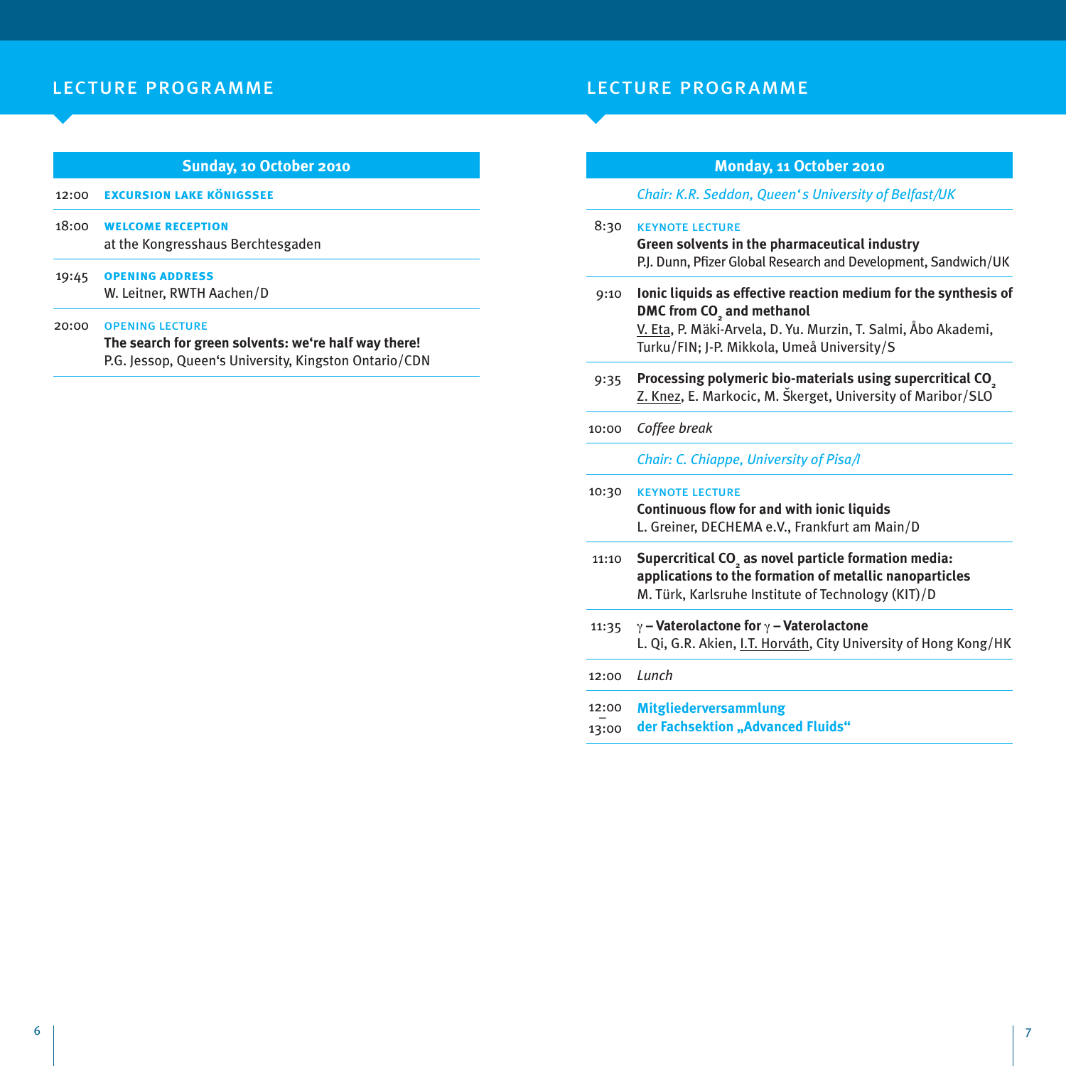# LECTURE PROGRAMME

## Sunday, 10 October 2010

**12:00** **EXCURSION LAKE KÖNIGSSEE**

**18:00** **WELCOME RECEPTION**
at the Kongresshaus Berchtesgaden

**19:45** **OPENING ADDRESS**
W. Leitner, RWTH Aachen/D

**20:00** OPENING LECTURE
**The search for green solvents: we'‘re half way there!**
P.G. Jessop, Queen‘s University, Kingston Ontario/CDN

# LECTURE PROGRAMME

## Monday, 11 October 2010

*Chair: K.R. Seddon, Queen‘s University of Belfast/UK*

**8:30** KEYNOTE LECTURE
**Green solvents in the pharmaceutical industry**
P.J. Dunn, Pfizer Global Research and Development, Sandwich/UK

**9:10** **Ionic liquids as effective reaction medium for the synthesis of DMC from $CO_2$ and methanol**
V. Eta, P. Mäki-Arvela, D. Yu. Murzin, T. Salmi, Åbo Akademi, Turku/FIN; J-P. Mikkola, Umeå University/S

**9:35** **Processing polymeric bio-materials using supercritical $CO_2$**
Z. Knez, E. Markocic, M. Škerget, University of Maribor/SLO

**10:00** *Coffee break*

*Chair: C. Chiappe, University of Pisa/I*

**10:30** KEYNOTE LECTURE
**Continuous flow for and with ionic liquids**
L. Greiner, DECHEMA e.V., Frankfurt am Main/D

**11:10** **Supercritical $CO_2$ as novel particle formation media: applications to the formation of metallic nanoparticles**
M. Türk, Karlsruhe Institute of Technology (KIT)/D

**11:35** **$\gamma$ – Vaterolactone for $\gamma$ – Vaterolactone**
L. Qi, G.R. Akien, I.T. Horváth, City University of Hong Kong/HK

**12:00** *Lunch*

**12:00 – 13:00** **Mitgliederversammlung der Fachsektion „Advanced Fluids“**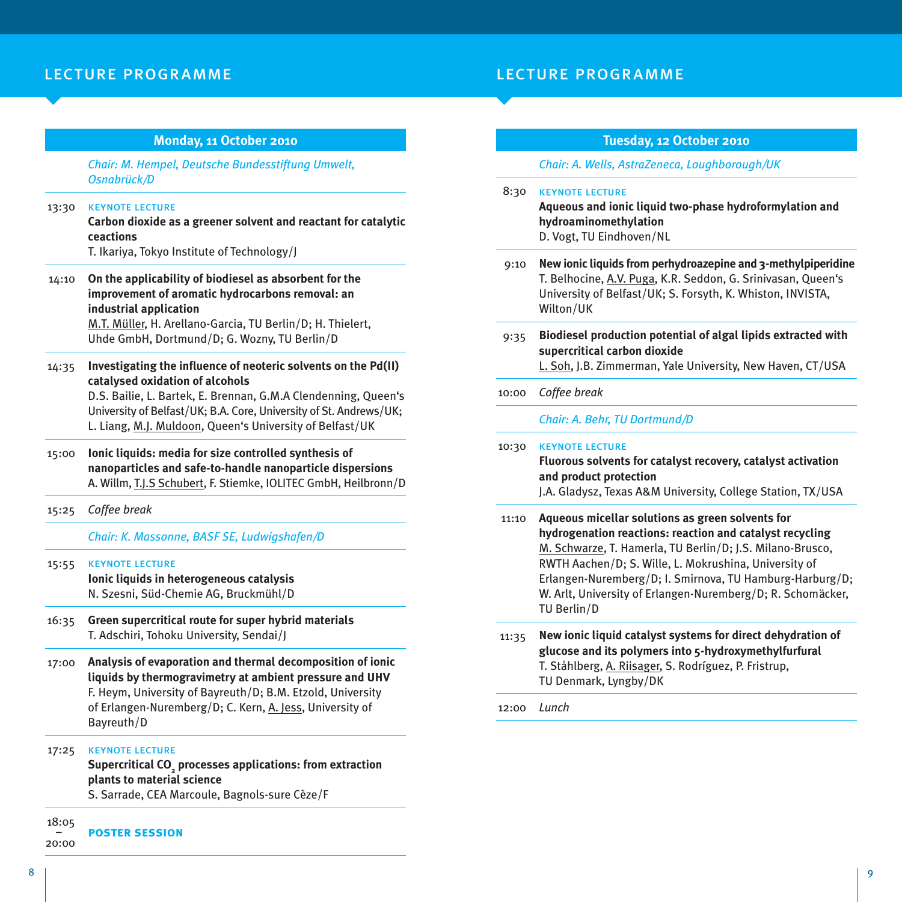## LECTURE PROGRAMME

### Monday, 11 October 2010

*Chair: M. Hempel, Deutsche Bundesstiftung Umwelt, Osnabrück/D*

---

**13:30** KEYNOTE LECTURE
**Carbon dioxide as a greener solvent and reactant for catalytic ceactions**
T. Ikariya, Tokyo Institute of Technology/J

---

**14:10** **On the applicability of biodiesel as absorbent for the improvement of aromatic hydrocarbons removal: an industrial application**
M.T. Müller, H. Arellano-Garcia, TU Berlin/D; H. Thielert, Uhde GmbH, Dortmund/D; G. Wozny, TU Berlin/D

---

**14:35** **Investigating the influence of neoteric solvents on the Pd(II) catalysed oxidation of alcohols**
D.S. Bailie, L. Bartek, E. Brennan, G.M.A Clendenning, Queen's University of Belfast/UK; B.A. Core, University of St. Andrews/UK; L. Liang, M.J. Muldoon, Queen's University of Belfast/UK

---

**15:00** **Ionic liquids: media for size controlled synthesis of nanoparticles and safe-to-handle nanoparticle dispersions**
A. Willm, T.J.S Schubert, F. Stiemke, IOLITEC GmbH, Heilbronn/D

---

**15:25** *Coffee break*

---

*Chair: K. Massonne, BASF SE, Ludwigshafen/D*

---

**15:55** KEYNOTE LECTURE
**Ionic liquids in heterogeneous catalysis**
N. Szesni, Süd-Chemie AG, Bruckmühl/D

---

**16:35** **Green supercritical route for super hybrid materials**
T. Adschiri, Tohoku University, Sendai/J

---

**17:00** **Analysis of evaporation and thermal decomposition of ionic liquids by thermogravimetry at ambient pressure and UHV**
F. Heym, University of Bayreuth/D; B.M. Etzold, University of Erlangen-Nuremberg/D; C. Kern, A. Jess, University of Bayreuth/D

---

**17:25** KEYNOTE LECTURE
**Supercritical $CO_2$ processes applications: from extraction plants to material science**
S. Sarrade, CEA Marcoule, Bagnols-sure Cèze/F

---

**18:05 – 20:00** **POSTER SESSION**

---

## LECTURE PROGRAMME

### Tuesday, 12 October 2010

*Chair: A. Wells, AstraZeneca, Loughborough/UK*

---

**8:30** KEYNOTE LECTURE
**Aqueous and ionic liquid two-phase hydroformylation and hydroaminomethylation**
D. Vogt, TU Eindhoven/NL

---

**9:10** **New ionic liquids from perhydroazepine and 3-methylpiperidine**
T. Belhocine, A.V. Puga, K.R. Seddon, G. Srinivasan, Queen's University of Belfast/UK; S. Forsyth, K. Whiston, INVISTA, Wilton/UK

---

**9:35** **Biodiesel production potential of algal lipids extracted with supercritical carbon dioxide**
L. Soh, J.B. Zimmerman, Yale University, New Haven, CT/USA

---

**10:00** *Coffee break*

---

*Chair: A. Behr, TU Dortmund/D*

---

**10:30** KEYNOTE LECTURE
**Fluorous solvents for catalyst recovery, catalyst activation and product protection**
J.A. Gladysz, Texas A&M University, College Station, TX/USA

---

**11:10** **Aqueous micellar solutions as green solvents for hydrogenation reactions: reaction and catalyst recycling**
M. Schwarze, T. Hamerla, TU Berlin/D; J.S. Milano-Brusco, RWTH Aachen/D; S. Wille, L. Mokrushina, University of Erlangen-Nuremberg/D; I. Smirnova, TU Hamburg-Harburg/D; W. Arlt, University of Erlangen-Nuremberg/D; R. Schomäcker, TU Berlin/D

---

**11:35** **New ionic liquid catalyst systems for direct dehydration of glucose and its polymers into 5-hydroxymethylfurfural**
T. Ståhlberg, A. Riisager, S. Rodríguez, P. Fristrup, TU Denmark, Lyngby/DK

---

**12:00** *Lunch*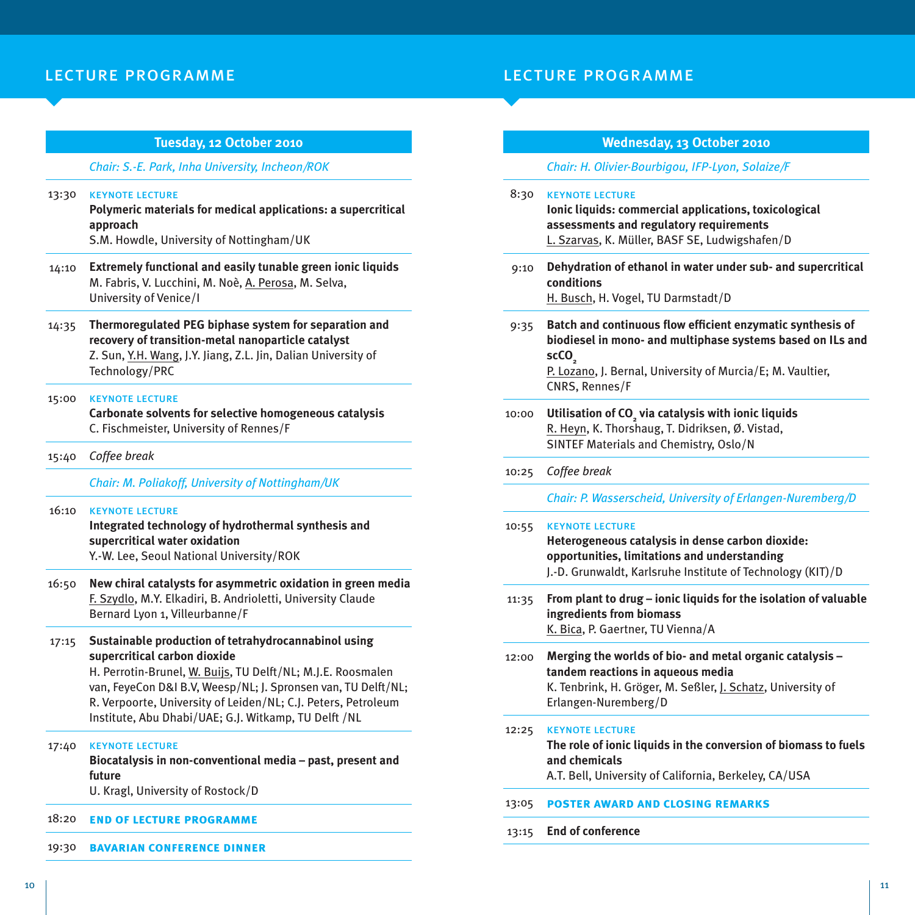## LECTURE PROGRAMME

### Tuesday, 12 October 2010

*Chair: S.-E. Park, Inha University, Incheon/ROK*

**13:30** KEYNOTE LECTURE
**Polymeric materials for medical applications: a supercritical approach**
S.M. Howdle, University of Nottingham/UK

**14:10** **Extremely functional and easily tunable green ionic liquids**
M. Fabris, V. Lucchini, M. Noè, A. Perosa, M. Selva, University of Venice/I

**14:35** **Thermoregulated PEG biphase system for separation and recovery of transition-metal nanoparticle catalyst**
Z. Sun, Y.H. Wang, J.Y. Jiang, Z.L. Jin, Dalian University of Technology/PRC

**15:00** KEYNOTE LECTURE
**Carbonate solvents for selective homogeneous catalysis**
C. Fischmeister, University of Rennes/F

**15:40** *Coffee break*

*Chair: M. Poliakoff, University of Nottingham/UK*

**16:10** KEYNOTE LECTURE
**Integrated technology of hydrothermal synthesis and supercritical water oxidation**
Y.-W. Lee, Seoul National University/ROK

**16:50** **New chiral catalysts for asymmetric oxidation in green media**
F. Szydlo, M.Y. Elkadiri, B. Andrioletti, University Claude Bernard Lyon 1, Villeurbanne/F

**17:15** **Sustainable production of tetrahydrocannabinol using supercritical carbon dioxide**
H. Perrotin-Brunel, W. Buijs, TU Delft/NL; M.J.E. Roosmalen van, FeyeCon D&I B.V, Weesp/NL; J. Spronsen van, TU Delft/NL; R. Verpoorte, University of Leiden/NL; C.J. Peters, Petroleum Institute, Abu Dhabi/UAE; G.J. Witkamp, TU Delft /NL

**17:40** KEYNOTE LECTURE
**Biocatalysis in non-conventional media – past, present and future**
U. Kragl, University of Rostock/D

**18:20** **END OF LECTURE PROGRAMME**

**19:30** **BAVARIAN CONFERENCE DINNER**

### Wednesday, 13 October 2010

*Chair: H. Olivier-Bourbigou, IFP-Lyon, Solaize/F*

**8:30** KEYNOTE LECTURE
**Ionic liquids: commercial applications, toxicological assessments and regulatory requirements**
L. Szarvas, K. Müller, BASF SE, Ludwigshafen/D

**9:10** **Dehydration of ethanol in water under sub- and supercritical conditions**
H. Busch, H. Vogel, TU Darmstadt/D

**9:35** **Batch and continuous flow efficient enzymatic synthesis of biodiesel in mono- and multiphase systems based on ILs and $scCO_2$**
P. Lozano, J. Bernal, University of Murcia/E; M. Vaultier, CNRS, Rennes/F

**10:00** **Utilisation of $CO_2$ via catalysis with ionic liquids**
R. Heyn, K. Thorshaug, T. Didriksen, Ø. Vistad, SINTEF Materials and Chemistry, Oslo/N

**10:25** *Coffee break*

*Chair: P. Wasserscheid, University of Erlangen-Nuremberg/D*

**10:55** KEYNOTE LECTURE
**Heterogeneous catalysis in dense carbon dioxide: opportunities, limitations and understanding**
J.-D. Grunwaldt, Karlsruhe Institute of Technology (KIT)/D

**11:35** **From plant to drug – ionic liquids for the isolation of valuable ingredients from biomass**
K. Bica, P. Gaertner, TU Vienna/A

**12:00** **Merging the worlds of bio- and metal organic catalysis – tandem reactions in aqueous media**
K. Tenbrink, H. Gröger, M. Seßler, J. Schatz, University of Erlangen-Nuremberg/D

**12:25** KEYNOTE LECTURE
**The role of ionic liquids in the conversion of biomass to fuels and chemicals**
A.T. Bell, University of California, Berkeley, CA/USA

**13:05** **POSTER AWARD AND CLOSING REMARKS**

**13:15** **End of conference**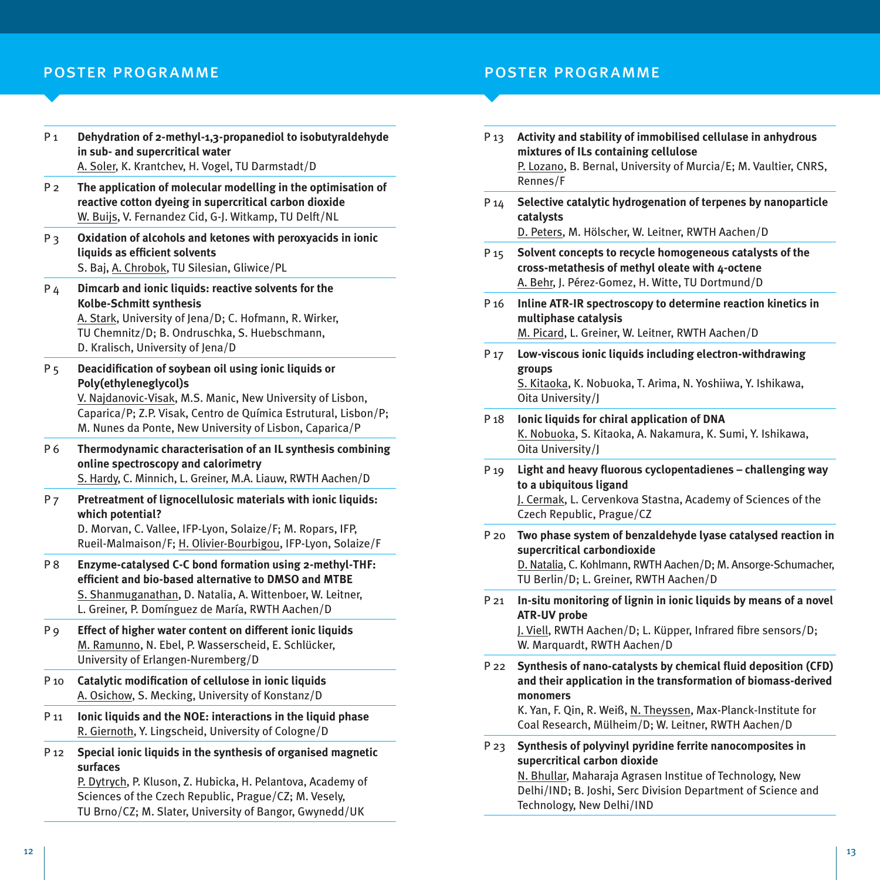## POSTER PROGRAMME

**P 1** **Dehydration of 2-methyl-1,3-propanediol to isobutyraldehyde in sub- and supercritical water**
A. Soler, K. Krantchev, H. Vogel, TU Darmstadt/D

**P 2** **The application of molecular modelling in the optimisation of reactive cotton dyeing in supercritical carbon dioxide**
W. Buijs, V. Fernandez Cid, G-J. Witkamp, TU Delft/NL

**P 3** **Oxidation of alcohols and ketones with peroxyacids in ionic liquids as efficient solvents**
S. Baj, A. Chrobok, TU Silesian, Gliwice/PL

**P 4** **Dimcarb and ionic liquids: reactive solvents for the Kolbe-Schmitt synthesis**
A. Stark, University of Jena/D; C. Hofmann, R. Wirker, TU Chemnitz/D; B. Ondruschka, S. Huebschmann, D. Kralisch, University of Jena/D

**P 5** **Deacidification of soybean oil using ionic liquids or Poly(ethyleneglycol)s**
V. Najdanovic-Visak, M.S. Manic, New University of Lisbon, Caparica/P; Z.P. Visak, Centro de Química Estrutural, Lisbon/P; M. Nunes da Ponte, New University of Lisbon, Caparica/P

**P 6** **Thermodynamic characterisation of an IL synthesis combining online spectroscopy and calorimetry**
S. Hardy, C. Minnich, L. Greiner, M.A. Liauw, RWTH Aachen/D

**P 7** **Pretreatment of lignocellulosic materials with ionic liquids: which potential?**
D. Morvan, C. Vallee, IFP-Lyon, Solaize/F; M. Ropars, IFP, Rueil-Malmaison/F; H. Olivier-Bourbigou, IFP-Lyon, Solaize/F

**P 8** **Enzyme-catalysed C-C bond formation using 2-methyl-THF: efficient and bio-based alternative to DMSO and MTBE**
S. Shanmuganathan, D. Natalia, A. Wittenboer, W. Leitner, L. Greiner, P. Domínguez de María, RWTH Aachen/D

**P 9** **Effect of higher water content on different ionic liquids**
M. Ramunno, N. Ebel, P. Wasserscheid, E. Schlücker, University of Erlangen-Nuremberg/D

**P 10** **Catalytic modification of cellulose in ionic liquids**
A. Osichow, S. Mecking, University of Konstanz/D

**P 11** **Ionic liquids and the NOE: interactions in the liquid phase**
R. Giernoth, Y. Lingscheid, University of Cologne/D

**P 12** **Special ionic liquids in the synthesis of organised magnetic surfaces**
P. Dytrych, P. Kluson, Z. Hubicka, H. Pelantova, Academy of Sciences of the Czech Republic, Prague/CZ; M. Vesely, TU Brno/CZ; M. Slater, University of Bangor, Gwynedd/UK

**P 13** **Activity and stability of immobilised cellulase in anhydrous mixtures of ILs containing cellulose**
P. Lozano, B. Bernal, University of Murcia/E; M. Vaultier, CNRS, Rennes/F

**P 14** **Selective catalytic hydrogenation of terpenes by nanoparticle catalysts**
D. Peters, M. Hölscher, W. Leitner, RWTH Aachen/D

**P 15** **Solvent concepts to recycle homogeneous catalysts of the cross-metathesis of methyl oleate with 4-octene**
A. Behr, J. Pérez-Gomez, H. Witte, TU Dortmund/D

**P 16** **Inline ATR-IR spectroscopy to determine reaction kinetics in multiphase catalysis**
M. Picard, L. Greiner, W. Leitner, RWTH Aachen/D

**P 17** **Low-viscous ionic liquids including electron-withdrawing groups**
S. Kitaoka, K. Nobuoka, T. Arima, N. Yoshiiwa, Y. Ishikawa, Oita University/J

**P 18** **Ionic liquids for chiral application of DNA**
K. Nobuoka, S. Kitaoka, A. Nakamura, K. Sumi, Y. Ishikawa, Oita University/J

**P 19** **Light and heavy fluorous cyclopentadienes – challenging way to a ubiquitous ligand**
J. Cermak, L. Cervenkova Stastna, Academy of Sciences of the Czech Republic, Prague/CZ

**P 20** **Two phase system of benzaldehyde lyase catalysed reaction in supercritical carbondioxide**
D. Natalia, C. Kohlmann, RWTH Aachen/D; M. Ansorge-Schumacher, TU Berlin/D; L. Greiner, RWTH Aachen/D

**P 21** **In-situ monitoring of lignin in ionic liquids by means of a novel ATR-UV probe**
J. Viell, RWTH Aachen/D; L. Küpper, Infrared fibre sensors/D; W. Marquardt, RWTH Aachen/D

**P 22** **Synthesis of nano-catalysts by chemical fluid deposition (CFD) and their application in the transformation of biomass-derived monomers**
K. Yan, F. Qin, R. Weiß, N. Theyssen, Max-Planck-Institute for Coal Research, Mülheim/D; W. Leitner, RWTH Aachen/D

**P 23** **Synthesis of polyvinyl pyridine ferrite nanocomposites in supercritical carbon dioxide**
N. Bhullar, Maharaja Agrasen Institue of Technology, New Delhi/IND; B. Joshi, Serc Division Department of Science and Technology, New Delhi/IND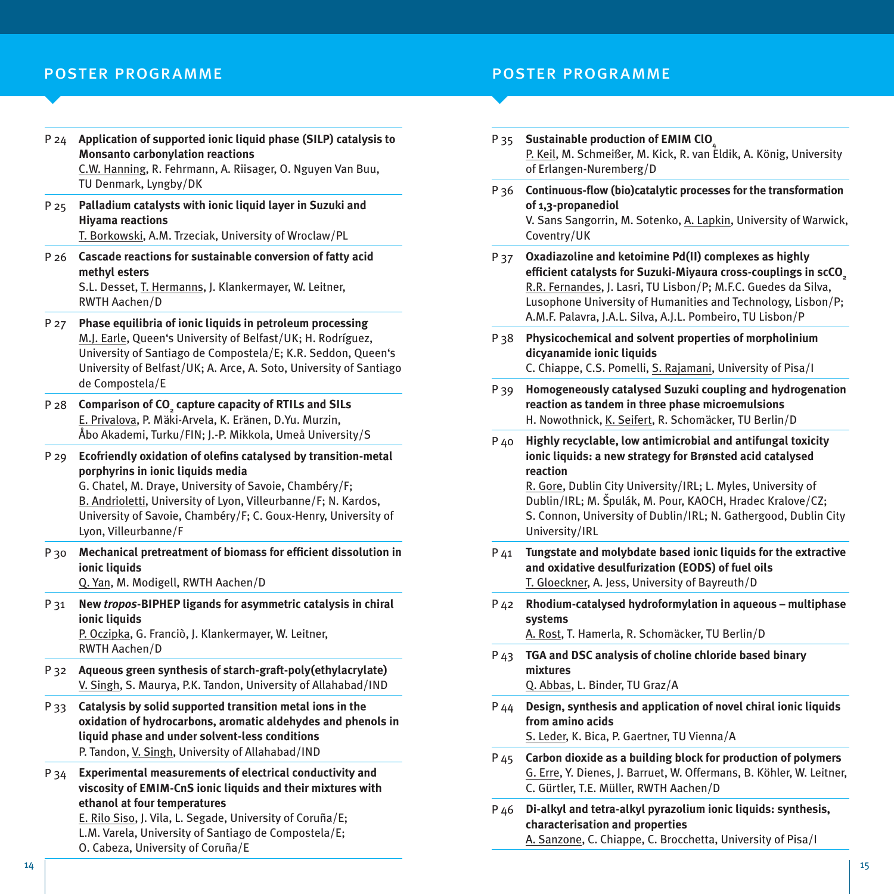# POSTER PROGRAMME

P 24 **Application of supported ionic liquid phase (SILP) catalysis to Monsanto carbonylation reactions**
C.W. Hanning, R. Fehrmann, A. Riisager, O. Nguyen Van Buu, TU Denmark, Lyngby/DK

P 25 **Palladium catalysts with ionic liquid layer in Suzuki and Hiyama reactions**
T. Borkowski, A.M. Trzeciak, University of Wroclaw/PL

P 26 **Cascade reactions for sustainable conversion of fatty acid methyl esters**
S.L. Desset, T. Hermanns, J. Klankermayer, W. Leitner, RWTH Aachen/D

P 27 **Phase equilibria of ionic liquids in petroleum processing**
M.J. Earle, Queen's University of Belfast/UK; H. Rodríguez, University of Santiago de Compostela/E; K.R. Seddon, Queen's University of Belfast/UK; A. Arce, A. Soto, University of Santiago de Compostela/E

P 28 **Comparison of $CO_2$ capture capacity of RTILs and SILs**
E. Privalova, P. Mäki-Arvela, K. Eränen, D.Yu. Murzin, Åbo Akademi, Turku/FIN; J.-P. Mikkola, Umeå University/S

P 29 **Ecofriendly oxidation of olefins catalysed by transition-metal porphyrins in ionic liquids media**
G. Chatel, M. Draye, University of Savoie, Chambéry/F; B. Andrioletti, University of Lyon, Villeurbanne/F; N. Kardos, University of Savoie, Chambéry/F; C. Goux-Henry, University of Lyon, Villeurbanne/F

P 30 **Mechanical pretreatment of biomass for efficient dissolution in ionic liquids**
Q. Yan, M. Modigell, RWTH Aachen/D

P 31 **New *tropos*-BIPHEP ligands for asymmetric catalysis in chiral ionic liquids**
P. Oczipka, G. Franciò, J. Klankermayer, W. Leitner, RWTH Aachen/D

P 32 **Aqueous green synthesis of starch-graft-poly(ethylacrylate)**
V. Singh, S. Maurya, P.K. Tandon, University of Allahabad/IND

P 33 **Catalysis by solid supported transition metal ions in the oxidation of hydrocarbons, aromatic aldehydes and phenols in liquid phase and under solvent-less conditions**
P. Tandon, V. Singh, University of Allahabad/IND

P 34 **Experimental measurements of electrical conductivity and viscosity of EMIM-CnS ionic liquids and their mixtures with ethanol at four temperatures**
E. Rilo Siso, J. Vila, L. Segade, University of Coruña/E; L.M. Varela, University of Santiago de Compostela/E; O. Cabeza, University of Coruña/E

P 35 **Sustainable production of EMIM $ClO_4$**
P. Keil, M. Schmeißer, M. Kick, R. van Eldik, A. König, University of Erlangen-Nuremberg/D

P 36 **Continuous-flow (bio)catalytic processes for the transformation of 1,3-propanediol**
V. Sans Sangorrin, M. Sotenko, A. Lapkin, University of Warwick, Coventry/UK

P 37 **Oxadiazoline and ketoimine Pd(II) complexes as highly efficient catalysts for Suzuki-Miyaura cross-couplings in $scCO_2$**
R.R. Fernandes, J. Lasri, TU Lisbon/P; M.F.C. Guedes da Silva, Lusophone University of Humanities and Technology, Lisbon/P; A.M.F. Palavra, J.A.L. Silva, A.J.L. Pombeiro, TU Lisbon/P

P 38 **Physicochemical and solvent properties of morpholinium dicyanamide ionic liquids**
C. Chiappe, C.S. Pomelli, S. Rajamani, University of Pisa/I

P 39 **Homogeneously catalysed Suzuki coupling and hydrogenation reaction as tandem in three phase microemulsions**
H. Nowothnick, K. Seifert, R. Schomäcker, TU Berlin/D

P 40 **Highly recyclable, low antimicrobial and antifungal toxicity ionic liquids: a new strategy for Brønsted acid catalysed reaction**
R. Gore, Dublin City University/IRL; L. Myles, University of Dublin/IRL; M. Špulák, M. Pour, KAOCH, Hradec Kralove/CZ; S. Connon, University of Dublin/IRL; N. Gathergood, Dublin City University/IRL

P 41 **Tungstate and molybdate based ionic liquids for the extractive and oxidative desulfurization (EODS) of fuel oils**
T. Gloeckner, A. Jess, University of Bayreuth/D

P 42 **Rhodium-catalysed hydroformylation in aqueous – multiphase systems**
A. Rost, T. Hamerla, R. Schomäcker, TU Berlin/D

P 43 **TGA and DSC analysis of choline chloride based binary mixtures**
Q. Abbas, L. Binder, TU Graz/A

P 44 **Design, synthesis and application of novel chiral ionic liquids from amino acids**
S. Leder, K. Bica, P. Gaertner, TU Vienna/A

P 45 **Carbon dioxide as a building block for production of polymers**
G. Erre, Y. Dienes, J. Barruet, W. Offermans, B. Köhler, W. Leitner, C. Gürtler, T.E. Müller, RWTH Aachen/D

P 46 **Di-alkyl and tetra-alkyl pyrazolium ionic liquids: synthesis, characterisation and properties**
A. Sanzone, C. Chiappe, C. Brocchetta, University of Pisa/I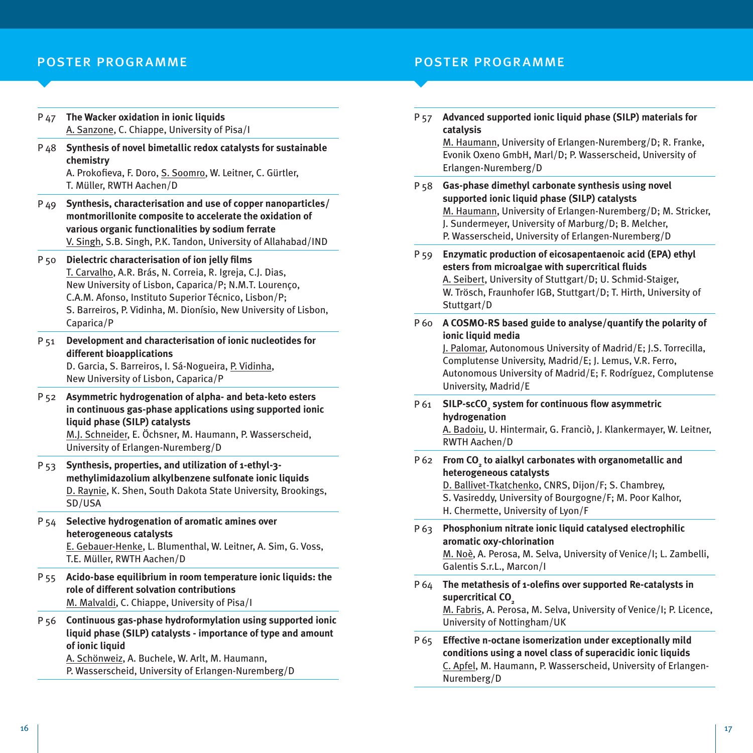## POSTER PROGRAMME

**P 47 The Wacker oxidation in ionic liquids**
A. Sanzone, C. Chiappe, University of Pisa/I

**P 48 Synthesis of novel bimetallic redox catalysts for sustainable chemistry**
A. Prokofieva, F. Doro, S. Soomro, W. Leitner, C. Gürtler, T. Müller, RWTH Aachen/D

**P 49 Synthesis, characterisation and use of copper nanoparticles/ montmorillonite composite to accelerate the oxidation of various organic functionalities by sodium ferrate**
V. Singh, S.B. Singh, P.K. Tandon, University of Allahabad/IND

**P 50 Dielectric characterisation of ion jelly films**
T. Carvalho, A.R. Brás, N. Correia, R. Igreja, C.J. Dias, New University of Lisbon, Caparica/P; N.M.T. Lourenço, C.A.M. Afonso, Instituto Superior Técnico, Lisbon/P; S. Barreiros, P. Vidinha, M. Dionísio, New University of Lisbon, Caparica/P

**P 51 Development and characterisation of ionic nucleotides for different bioapplications**
D. Garcia, S. Barreiros, I. Sá-Nogueira, P. Vidinha, New University of Lisbon, Caparica/P

**P 52 Asymmetric hydrogenation of alpha- and beta-keto esters in continuous gas-phase applications using supported ionic liquid phase (SILP) catalysts**
M.J. Schneider, E. Öchsner, M. Haumann, P. Wasserscheid, University of Erlangen-Nuremberg/D

**P 53 Synthesis, properties, and utilization of 1-ethyl-3-methylimidazolium alkylbenzene sulfonate ionic liquids**
D. Raynie, K. Shen, South Dakota State University, Brookings, SD/USA

**P 54 Selective hydrogenation of aromatic amines over heterogeneous catalysts**
E. Gebauer-Henke, L. Blumenthal, W. Leitner, A. Sim, G. Voss, T.E. Müller, RWTH Aachen/D

**P 55 Acido-base equilibrium in room temperature ionic liquids: the role of different solvation contributions**
M. Malvaldi, C. Chiappe, University of Pisa/I

**P 56 Continuous gas-phase hydroformylation using supported ionic liquid phase (SILP) catalysts - importance of type and amount of ionic liquid**
A. Schönweiz, A. Buchele, W. Arlt, M. Haumann, P. Wasserscheid, University of Erlangen-Nuremberg/D

**P 57 Advanced supported ionic liquid phase (SILP) materials for catalysis**
M. Haumann, University of Erlangen-Nuremberg/D; R. Franke, Evonik Oxeno GmbH, Marl/D; P. Wasserscheid, University of Erlangen-Nuremberg/D

**P 58 Gas-phase dimethyl carbonate synthesis using novel supported ionic liquid phase (SILP) catalysts**
M. Haumann, University of Erlangen-Nuremberg/D; M. Stricker, J. Sundermeyer, University of Marburg/D; B. Melcher, P. Wasserscheid, University of Erlangen-Nuremberg/D

**P 59 Enzymatic production of eicosapentaenoic acid (EPA) ethyl esters from microalgae with supercritical fluids**
A. Seibert, University of Stuttgart/D; U. Schmid-Staiger, W. Trösch, Fraunhofer IGB, Stuttgart/D; T. Hirth, University of Stuttgart/D

**P 60 A COSMO-RS based guide to analyse/quantify the polarity of ionic liquid media**
J. Palomar, Autonomous University of Madrid/E; J.S. Torrecilla, Complutense University, Madrid/E; J. Lemus, V.R. Ferro, Autonomous University of Madrid/E; F. Rodríguez, Complutense University, Madrid/E

**P 61 SILP-sc$CO_2$ system for continuous flow asymmetric hydrogenation**
A. Badoiu, U. Hintermair, G. Franciò, J. Klankermayer, W. Leitner, RWTH Aachen/D

**P 62 From $CO_2$ to aialkyl carbonates with organometallic and heterogeneous catalysts**
D. Ballivet-Tkatchenko, CNRS, Dijon/F; S. Chambrey, S. Vasireddy, University of Bourgogne/F; M. Poor Kalhor, H. Chermette, University of Lyon/F

**P 63 Phosphonium nitrate ionic liquid catalysed electrophilic aromatic oxy-chlorination**
M. Noè, A. Perosa, M. Selva, University of Venice/I; L. Zambelli, Galentis S.r.L., Marcon/I

**P 64 The metathesis of 1-olefins over supported Re-catalysts in supercritical $CO_2$**
M. Fabris, A. Perosa, M. Selva, University of Venice/I; P. Licence, University of Nottingham/UK

**P 65 Effective n-octane isomerization under exceptionally mild conditions using a novel class of superacidic ionic liquids**
C. Apfel, M. Haumann, P. Wasserscheid, University of Erlangen-Nuremberg/D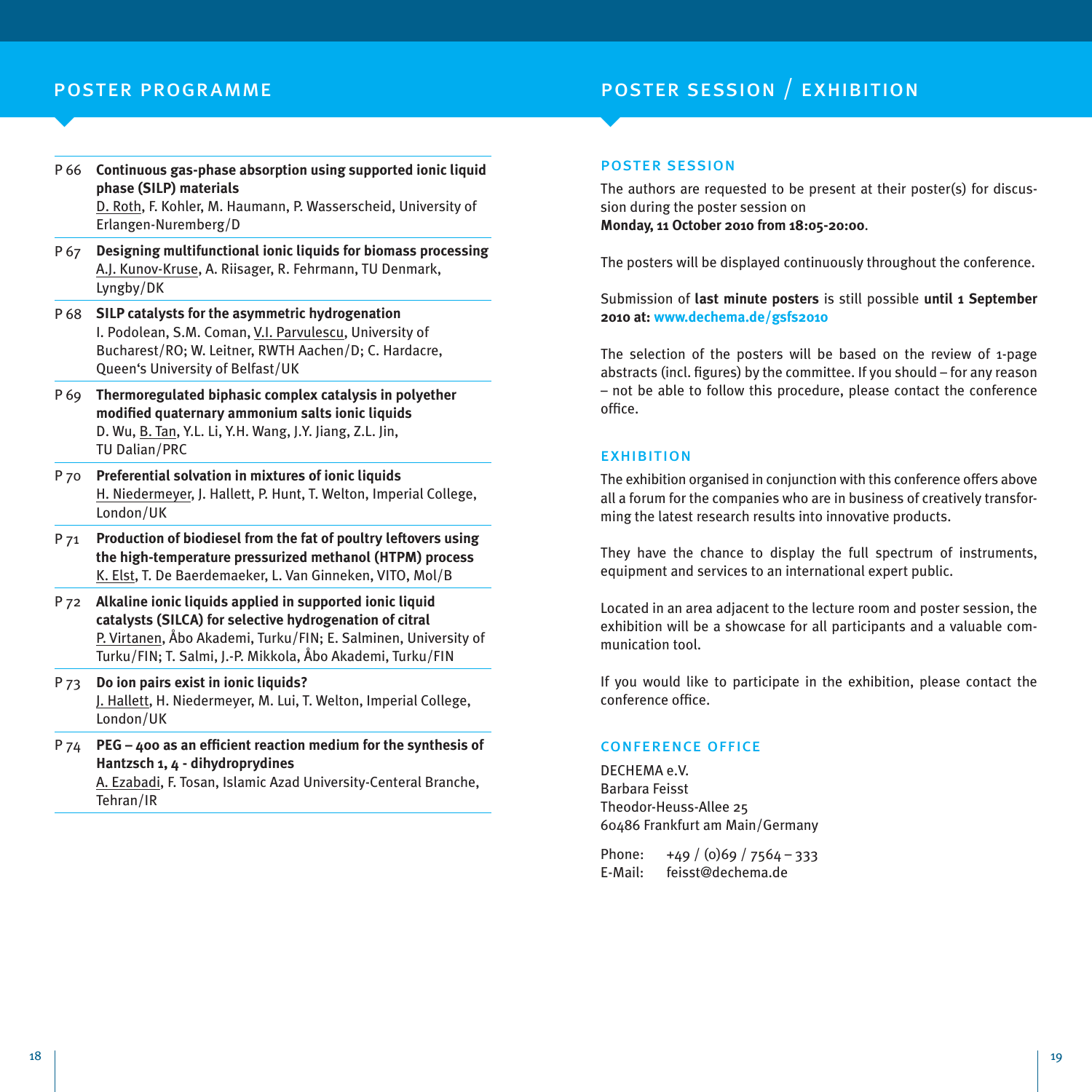## POSTER PROGRAMME

**P 66** **Continuous gas-phase absorption using supported ionic liquid phase (SILP) materials**
D. Roth, F. Kohler, M. Haumann, P. Wasserscheid, University of Erlangen-Nuremberg/D

**P 67** **Designing multifunctional ionic liquids for biomass processing**
A.J. Kunov-Kruse, A. Riisager, R. Fehrmann, TU Denmark, Lyngby/DK

**P 68** **SILP catalysts for the asymmetric hydrogenation**
I. Podolean, S.M. Coman, V.I. Parvulescu, University of Bucharest/RO; W. Leitner, RWTH Aachen/D; C. Hardacre, Queen's University of Belfast/UK

**P 69** **Thermoregulated biphasic complex catalysis in polyether modified quaternary ammonium salts ionic liquids**
D. Wu, B. Tan, Y.L. Li, Y.H. Wang, J.Y. Jiang, Z.L. Jin, TU Dalian/PRC

**P 70** **Preferential solvation in mixtures of ionic liquids**
H. Niedermeyer, J. Hallett, P. Hunt, T. Welton, Imperial College, London/UK

**P 71** **Production of biodiesel from the fat of poultry leftovers using the high-temperature pressurized methanol (HTPM) process**
K. Elst, T. De Baerdemaeker, L. Van Ginneken, VITO, Mol/B

**P 72** **Alkaline ionic liquids applied in supported ionic liquid catalysts (SILCA) for selective hydrogenation of citral**
P. Virtanen, Åbo Akademi, Turku/FIN; E. Salminen, University of Turku/FIN; T. Salmi, J.-P. Mikkola, Åbo Akademi, Turku/FIN

**P 73** **Do ion pairs exist in ionic liquids?**
J. Hallett, H. Niedermeyer, M. Lui, T. Welton, Imperial College, London/UK

**P 74** **PEG – 400 as an efficient reaction medium for the synthesis of Hantzsch 1, 4 - dihydroprydines**
A. Ezabadi, F. Tosan, Islamic Azad University-Centeral Branche, Tehran/IR

## POSTER SESSION / EXHIBITION

### POSTER SESSION

The authors are requested to be present at their poster(s) for discussion during the poster session on
**Monday, 11 October 2010 from 18:05-20:00**.

The posters will be displayed continuously throughout the conference.

Submission of **last minute posters** is still possible **until 1 September 2010 at: www.dechema.de/gsfs2010**

The selection of the posters will be based on the review of 1-page abstracts (incl. figures) by the committee. If you should – for any reason – not be able to follow this procedure, please contact the conference office.

### EXHIBITION

The exhibition organised in conjunction with this conference offers above all a forum for the companies who are in business of creatively transforming the latest research results into innovative products.

They have the chance to display the full spectrum of instruments, equipment and services to an international expert public.

Located in an area adjacent to the lecture room and poster session, the exhibition will be a showcase for all participants and a valuable communication tool.

If you would like to participate in the exhibition, please contact the conference office.

### CONFERENCE OFFICE

DECHEMA e.V.
Barbara Feisst
Theodor-Heuss-Allee 25
60486 Frankfurt am Main/Germany

Phone: +49 / (0)69 / 7564 – 333
E-Mail: feisst@dechema.de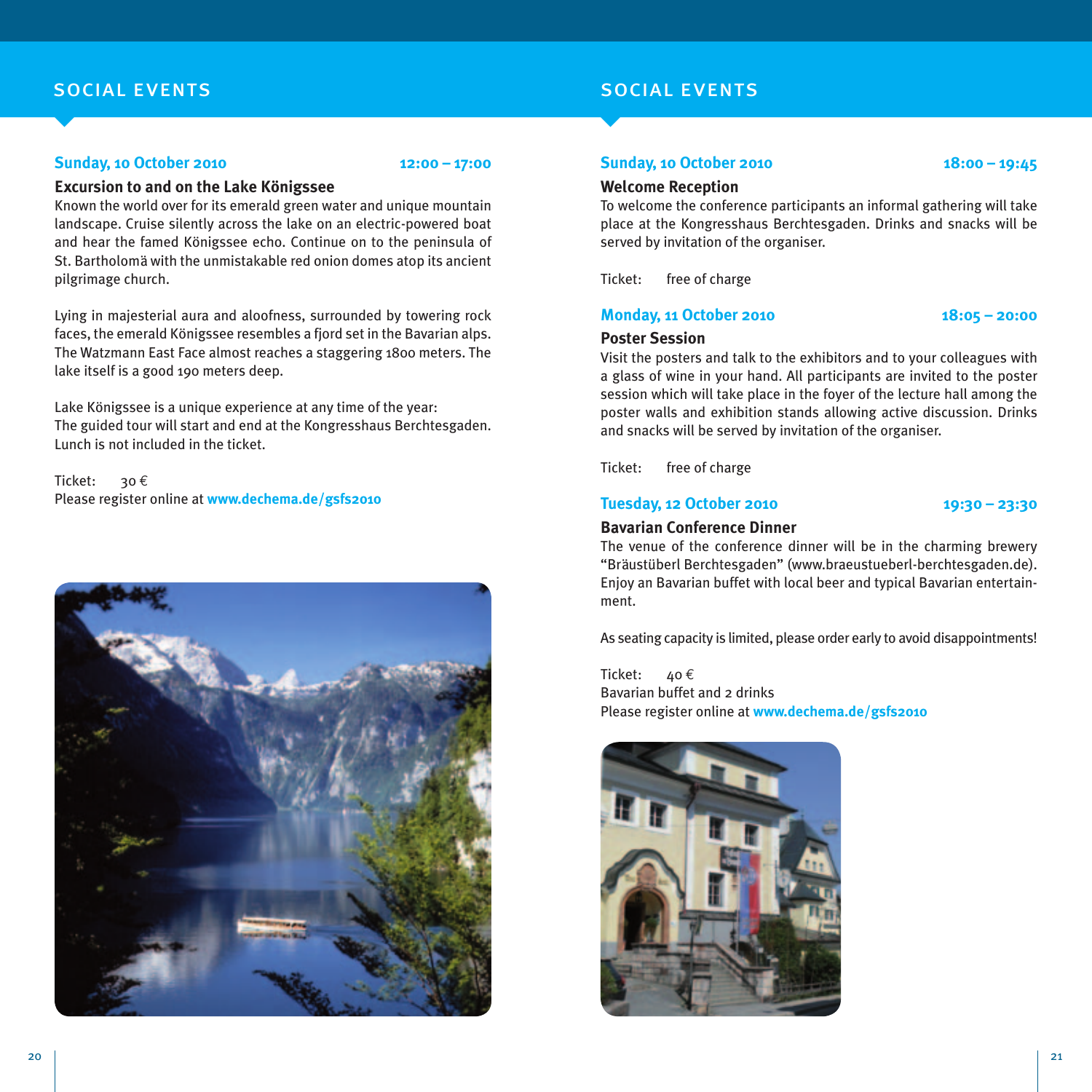## SOCIAL EVENTS

**Sunday, 10 October 2010** **12:00 – 17:00**

### Excursion to and on the Lake Königssee

Known the world over for its emerald green water and unique mountain landscape. Cruise silently across the lake on an electric-powered boat and hear the famed Königssee echo. Continue on to the peninsula of St. Bartholomä with the unmistakable red onion domes atop its ancient pilgrimage church.

Lying in majesterial aura and aloofness, surrounded by towering rock faces, the emerald Königssee resembles a fjord set in the Bavarian alps. The Watzmann East Face almost reaches a staggering 1800 meters. The lake itself is a good 190 meters deep.

Lake Königssee is a unique experience at any time of the year:
The guided tour will start and end at the Kongresshaus Berchtesgaden. Lunch is not included in the ticket.

Ticket: 30 €
Please register online at **www.dechema.de/gsfs2010**

## SOCIAL EVENTS

**Sunday, 10 October 2010** **18:00 – 19:45**

### Welcome Reception

To welcome the conference participants an informal gathering will take place at the Kongresshaus Berchtesgaden. Drinks and snacks will be served by invitation of the organiser.

Ticket: free of charge

**Monday, 11 October 2010** **18:05 – 20:00**

### Poster Session

Visit the posters and talk to the exhibitors and to your colleagues with a glass of wine in your hand. All participants are invited to the poster session which will take place in the foyer of the lecture hall among the poster walls and exhibition stands allowing active discussion. Drinks and snacks will be served by invitation of the organiser.

Ticket: free of charge

**Tuesday, 12 October 2010** **19:30 – 23:30**

### Bavarian Conference Dinner

The venue of the conference dinner will be in the charming brewery "Bräustüberl Berchtesgaden" (www.braeustueberl-berchtesgaden.de). Enjoy an Bavarian buffet with local beer and typical Bavarian entertainment.

As seating capacity is limited, please order early to avoid disappointments!

Ticket: 40 €
Bavarian buffet and 2 drinks
Please register online at **www.dechema.de/gsfs2010**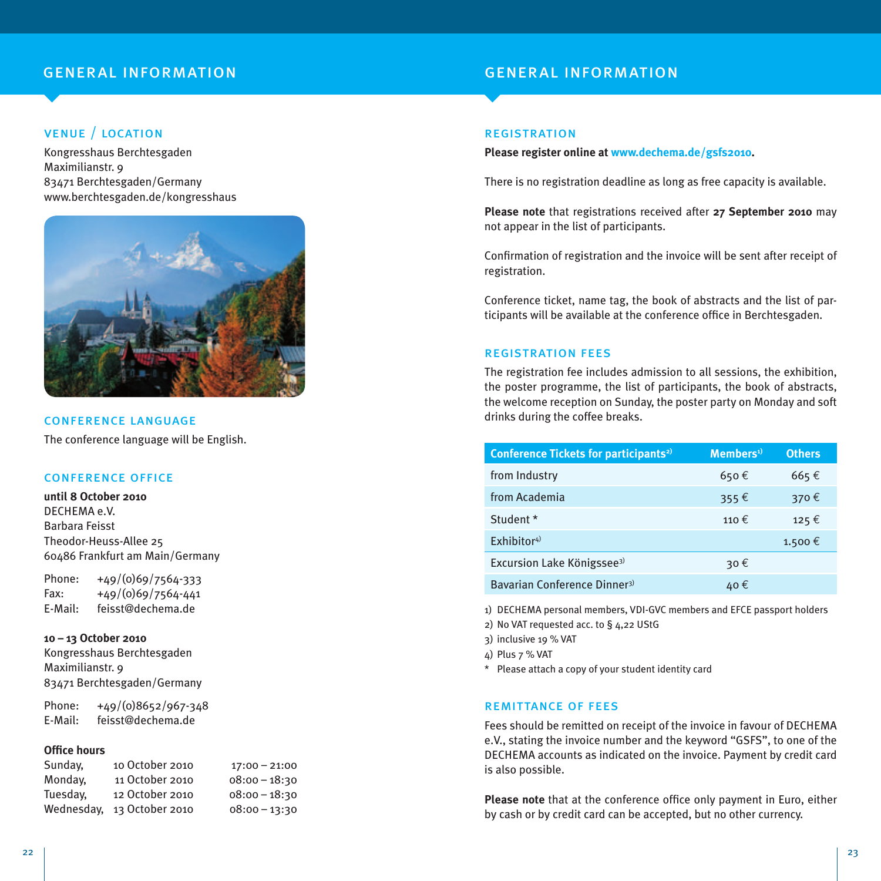# GENERAL INFORMATION

## VENUE / LOCATION

Kongresshaus Berchtesgaden
Maximilianstr. 9
83471 Berchtesgaden/Germany
www.berchtesgaden.de/kongresshaus

## CONFERENCE LANGUAGE

The conference language will be English.

## CONFERENCE OFFICE

**until 8 October 2010**
DECHEMA e.V.
Barbara Feisst
Theodor-Heuss-Allee 25
60486 Frankfurt am Main/Germany

Phone: +49/(0)69/7564-333
Fax: +49/(0)69/7564-441
E-Mail: feisst@dechema.de

**10 – 13 October 2010**
Kongresshaus Berchtesgaden
Maximilianstr. 9
83471 Berchtesgaden/Germany

Phone: +49/(0)8652/967-348
E-Mail: feisst@dechema.de

**Office hours**

| | | |
|---|---|---|
| Sunday, | 10 October 2010 | 17:00 – 21:00 |
| Monday, | 11 October 2010 | 08:00 – 18:30 |
| Tuesday, | 12 October 2010 | 08:00 – 18:30 |
| Wednesday, | 13 October 2010 | 08:00 – 13:30 |

# GENERAL INFORMATION

## REGISTRATION

**Please register online at www.dechema.de/gsfs2010.**

There is no registration deadline as long as free capacity is available.

**Please note** that registrations received after **27 September 2010** may not appear in the list of participants.

Confirmation of registration and the invoice will be sent after receipt of registration.

Conference ticket, name tag, the book of abstracts and the list of participants will be available at the conference office in Berchtesgaden.

## REGISTRATION FEES

The registration fee includes admission to all sessions, the exhibition, the poster programme, the list of participants, the book of abstracts, the welcome reception on Sunday, the poster party on Monday and soft drinks during the coffee breaks.

| Conference Tickets for participants[2] | Members[1] | Others |
|---|---|---|
| from Industry | 650 € | 665 € |
| from Academia | 355 € | 370 € |
| Student * | 110 € | 125 € |
| Exhibitor[4] | | 1.500 € |
| Excursion Lake Königssee[3] | 30 € | |
| Bavarian Conference Dinner[3] | 40 € | |

1) DECHEMA personal members, VDI-GVC members and EFCE passport holders
2) No VAT requested acc. to § 4,22 UStG
3) inclusive 19 % VAT
4) Plus 7 % VAT
* Please attach a copy of your student identity card

## REMITTANCE OF FEES

Fees should be remitted on receipt of the invoice in favour of DECHEMA e.V., stating the invoice number and the keyword "GSFS", to one of the DECHEMA accounts as indicated on the invoice. Payment by credit card is also possible.

**Please note** that at the conference office only payment in Euro, either by cash or by credit card can be accepted, but no other currency.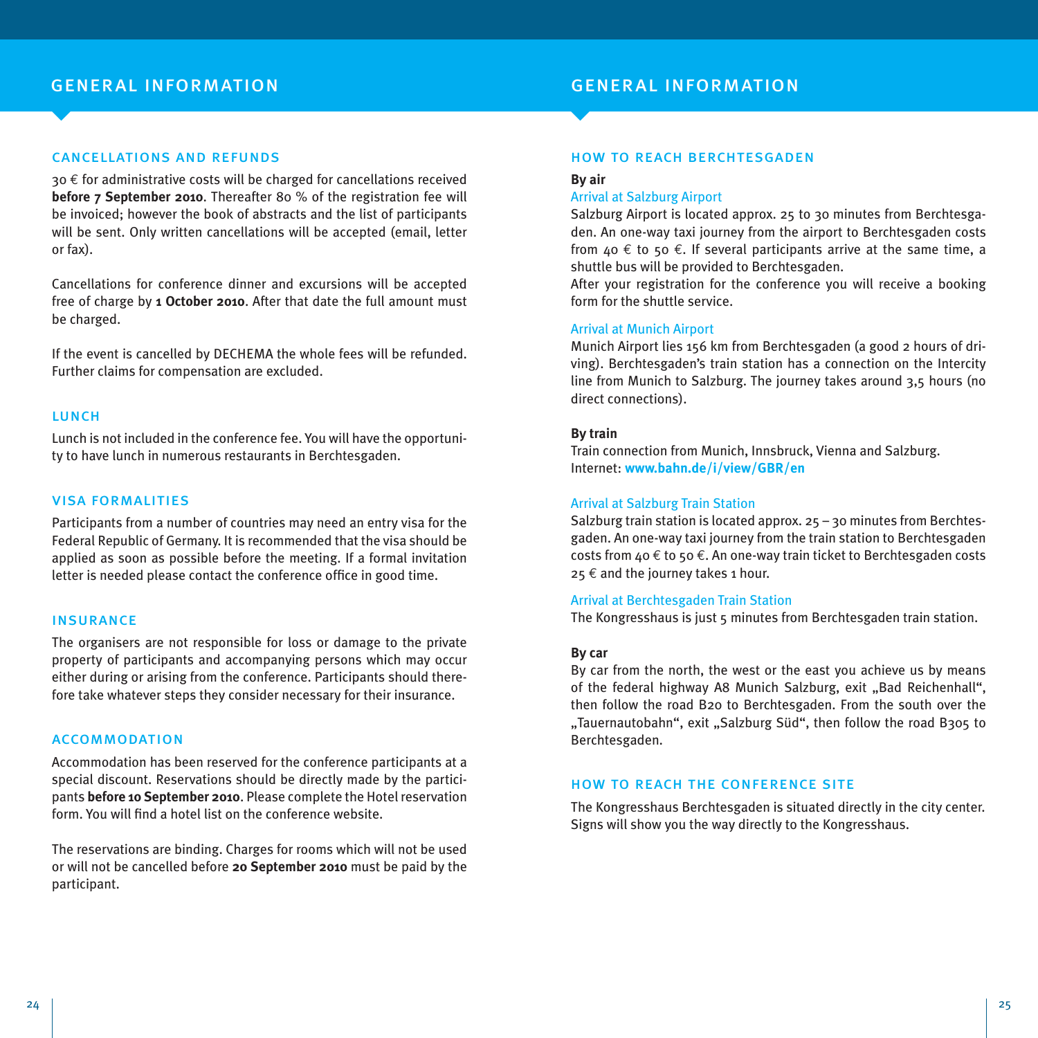# GENERAL INFORMATION

## CANCELLATIONS AND REFUNDS

30 € for administrative costs will be charged for cancellations received **before 7 September 2010**. Thereafter 80 % of the registration fee will be invoiced; however the book of abstracts and the list of participants will be sent. Only written cancellations will be accepted (email, letter or fax).

Cancellations for conference dinner and excursions will be accepted free of charge by **1 October 2010**. After that date the full amount must be charged.

If the event is cancelled by DECHEMA the whole fees will be refunded. Further claims for compensation are excluded.

## LUNCH

Lunch is not included in the conference fee. You will have the opportunity to have lunch in numerous restaurants in Berchtesgaden.

## VISA FORMALITIES

Participants from a number of countries may need an entry visa for the Federal Republic of Germany. It is recommended that the visa should be applied as soon as possible before the meeting. If a formal invitation letter is needed please contact the conference office in good time.

## INSURANCE

The organisers are not responsible for loss or damage to the private property of participants and accompanying persons which may occur either during or arising from the conference. Participants should therefore take whatever steps they consider necessary for their insurance.

## ACCOMMODATION

Accommodation has been reserved for the conference participants at a special discount. Reservations should be directly made by the participants **before 10 September 2010**. Please complete the Hotel reservation form. You will find a hotel list on the conference website.

The reservations are binding. Charges for rooms which will not be used or will not be cancelled before **20 September 2010** must be paid by the participant.

# GENERAL INFORMATION

## HOW TO REACH BERCHTESGADEN

**By air**

### Arrival at Salzburg Airport

Salzburg Airport is located approx. 25 to 30 minutes from Berchtesgaden. An one-way taxi journey from the airport to Berchtesgaden costs from 40 € to 50 €. If several participants arrive at the same time, a shuttle bus will be provided to Berchtesgaden.
After your registration for the conference you will receive a booking form for the shuttle service.

### Arrival at Munich Airport

Munich Airport lies 156 km from Berchtesgaden (a good 2 hours of driving). Berchtesgaden's train station has a connection on the Intercity line from Munich to Salzburg. The journey takes around 3,5 hours (no direct connections).

**By train**

Train connection from Munich, Innsbruck, Vienna and Salzburg.
Internet: **www.bahn.de/i/view/GBR/en**

### Arrival at Salzburg Train Station

Salzburg train station is located approx. 25 – 30 minutes from Berchtesgaden. An one-way taxi journey from the train station to Berchtesgaden costs from 40 € to 50 €. An one-way train ticket to Berchtesgaden costs 25 € and the journey takes 1 hour.

### Arrival at Berchtesgaden Train Station

The Kongresshaus is just 5 minutes from Berchtesgaden train station.

**By car**

By car from the north, the west or the east you achieve us by means of the federal highway A8 Munich Salzburg, exit „Bad Reichenhall", then follow the road B20 to Berchtesgaden. From the south over the „Tauernautobahn", exit „Salzburg Süd", then follow the road B305 to Berchtesgaden.

## HOW TO REACH THE CONFERENCE SITE

The Kongresshaus Berchtesgaden is situated directly in the city center. Signs will show you the way directly to the Kongresshaus.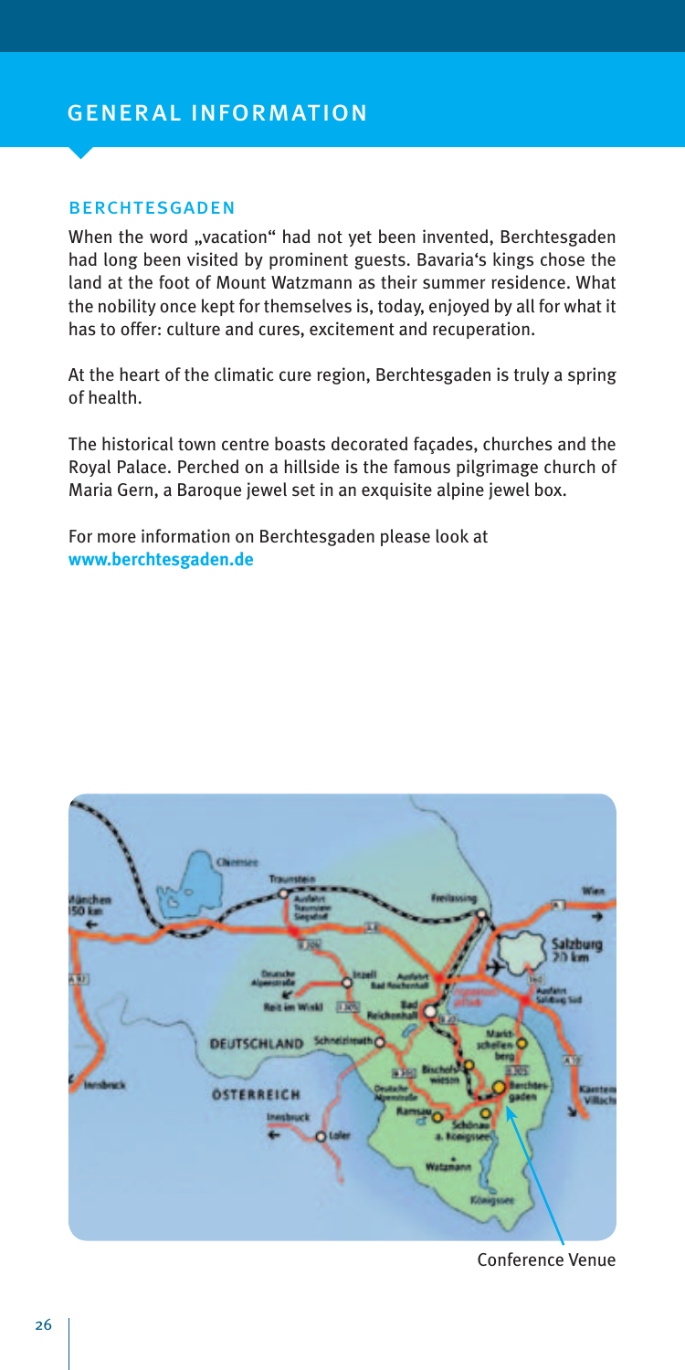# GENERAL INFORMATION

## BERCHTESGADEN

When the word „vacation" had not yet been invented, Berchtesgaden had long been visited by prominent guests. Bavaria's kings chose the land at the foot of Mount Watzmann as their summer residence. What the nobility once kept for themselves is, today, enjoyed by all for what it has to offer: culture and cures, excitement and recuperation.

At the heart of the climatic cure region, Berchtesgaden is truly a spring of health.

The historical town centre boasts decorated façades, churches and the Royal Palace. Perched on a hillside is the famous pilgrimage church of Maria Gern, a Baroque jewel set in an exquisite alpine jewel box.

For more information on Berchtesgaden please look at **www.berchtesgaden.de**

Chiemsee
Traunstein
München 150 km
Freilassing
Wien
Salzburg 20 km
Inzell
Bad Reichenhall
Reit im Winkl
Deutsche Alpenstraße
DEUTSCHLAND
Schneizlreuth
Marktschellenberg
ÖSTERREICH
Bischofswiesen
Berchtesgaden
Ramsau
Schönau a. Königssee
Innsbruck
Lofer
Watzmann
Königssee
Kärnten Villach

Conference Venue